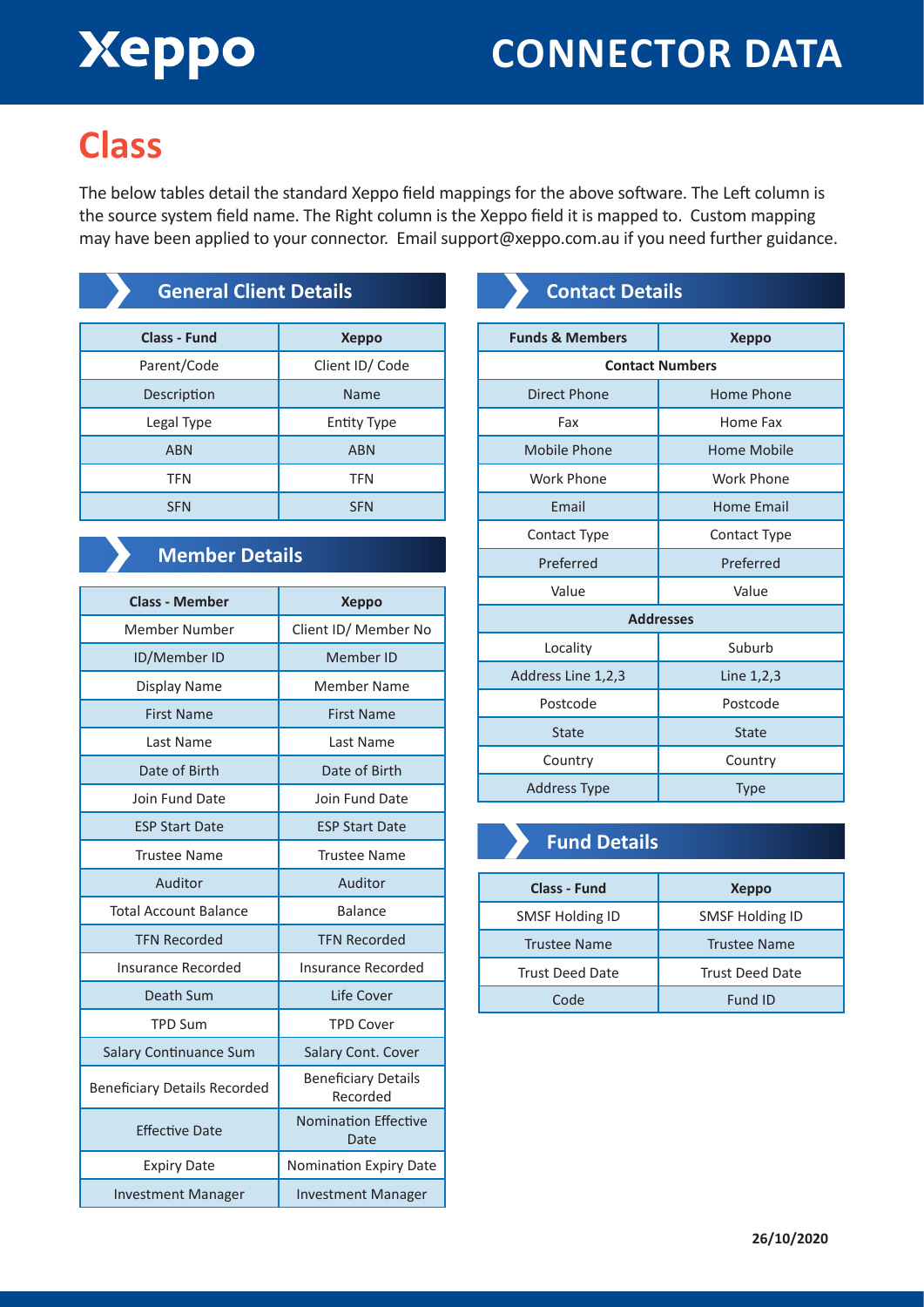# Xeppo

# CONNECTOR DATA

## Class

The below tables detail the standard Xeppo field mappings for the above software. The Left column is the source system field name. The Right column is the Xeppo field it is mapped to. Custom mapping may have been applied to your connector. Email support@xeppo.com.au if you need further guidance.

### General Client Details

| Class - Fund | Xeppo |
|---|---|
| Parent/Code | Client ID/ Code |
| Description | Name |
| Legal Type | Entity Type |
| ABN | ABN |
| TFN | TFN |
| SFN | SFN |

### Member Details

| Class - Member | Xeppo |
|---|---|
| Member Number | Client ID/ Member No |
| ID/Member ID | Member ID |
| Display Name | Member Name |
| First Name | First Name |
| Last Name | Last Name |
| Date of Birth | Date of Birth |
| Join Fund Date | Join Fund Date |
| ESP Start Date | ESP Start Date |
| Trustee Name | Trustee Name |
| Auditor | Auditor |
| Total Account Balance | Balance |
| TFN Recorded | TFN Recorded |
| Insurance Recorded | Insurance Recorded |
| Death Sum | Life Cover |
| TPD Sum | TPD Cover |
| Salary Continuance Sum | Salary Cont. Cover |
| Beneficiary Details Recorded | Beneficiary Details Recorded |
| Effective Date | Nomination Effective Date |
| Expiry Date | Nomination Expiry Date |
| Investment Manager | Investment Manager |

### Contact Details

| Funds & Members | Xeppo |
|---|---|
| **Contact Numbers** | |
| Direct Phone | Home Phone |
| Fax | Home Fax |
| Mobile Phone | Home Mobile |
| Work Phone | Work Phone |
| Email | Home Email |
| Contact Type | Contact Type |
| Preferred | Preferred |
| Value | Value |
| **Addresses** | |
| Locality | Suburb |
| Address Line 1,2,3 | Line 1,2,3 |
| Postcode | Postcode |
| State | State |
| Country | Country |
| Address Type | Type |

### Fund Details

| Class - Fund | Xeppo |
|---|---|
| SMSF Holding ID | SMSF Holding ID |
| Trustee Name | Trustee Name |
| Trust Deed Date | Trust Deed Date |
| Code | Fund ID |

26/10/2020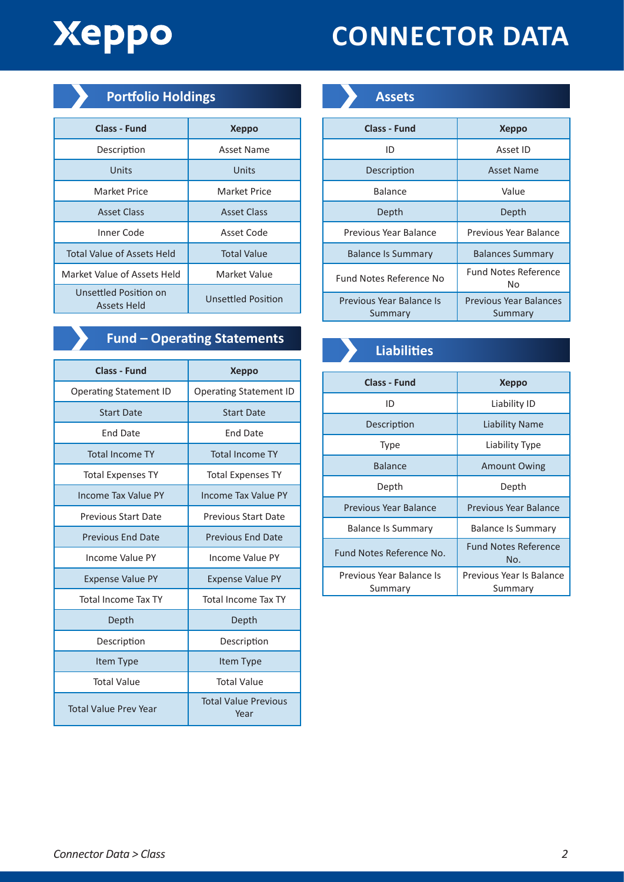# CONNECTOR DATA

## Portfolio Holdings

| Class - Fund | Xeppo |
| --- | --- |
| Description | Asset Name |
| Units | Units |
| Market Price | Market Price |
| Asset Class | Asset Class |
| Inner Code | Asset Code |
| Total Value of Assets Held | Total Value |
| Market Value of Assets Held | Market Value |
| Unsettled Position on Assets Held | Unsettled Position |

## Fund – Operating Statements

| Class - Fund | Xeppo |
| --- | --- |
| Operating Statement ID | Operating Statement ID |
| Start Date | Start Date |
| End Date | End Date |
| Total Income TY | Total Income TY |
| Total Expenses TY | Total Expenses TY |
| Income Tax Value PY | Income Tax Value PY |
| Previous Start Date | Previous Start Date |
| Previous End Date | Previous End Date |
| Income Value PY | Income Value PY |
| Expense Value PY | Expense Value PY |
| Total Income Tax TY | Total Income Tax TY |
| Depth | Depth |
| Description | Description |
| Item Type | Item Type |
| Total Value | Total Value |
| Total Value Prev Year | Total Value Previous Year |

## Assets

| Class - Fund | Xeppo |
| --- | --- |
| ID | Asset ID |
| Description | Asset Name |
| Balance | Value |
| Depth | Depth |
| Previous Year Balance | Previous Year Balance |
| Balance Is Summary | Balances Summary |
| Fund Notes Reference No | Fund Notes Reference No |
| Previous Year Balance Is Summary | Previous Year Balances Summary |

## Liabilities

| Class - Fund | Xeppo |
| --- | --- |
| ID | Liability ID |
| Description | Liability Name |
| Type | Liability Type |
| Balance | Amount Owing |
| Depth | Depth |
| Previous Year Balance | Previous Year Balance |
| Balance Is Summary | Balance Is Summary |
| Fund Notes Reference No. | Fund Notes Reference No. |
| Previous Year Balance Is Summary | Previous Year Is Balance Summary |

*Connector Data > Class*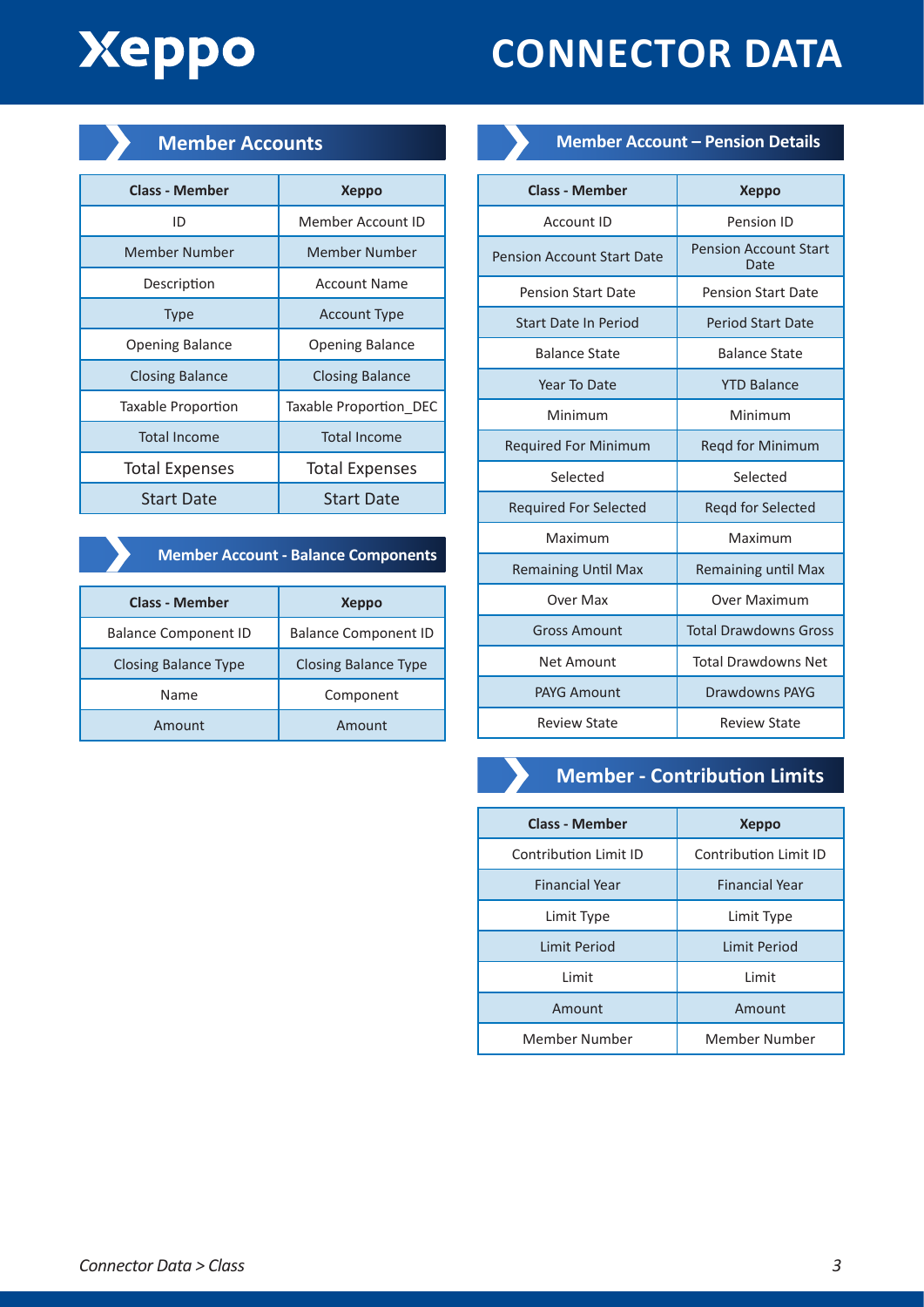# CONNECTOR DATA

## Member Accounts

| Class - Member | Xeppo |
|---|---|
| ID | Member Account ID |
| Member Number | Member Number |
| Description | Account Name |
| Type | Account Type |
| Opening Balance | Opening Balance |
| Closing Balance | Closing Balance |
| Taxable Proportion | Taxable Proportion_DEC |
| Total Income | Total Income |
| Total Expenses | Total Expenses |
| Start Date | Start Date |

## Member Account - Balance Components

| Class - Member | Xeppo |
|---|---|
| Balance Component ID | Balance Component ID |
| Closing Balance Type | Closing Balance Type |
| Name | Component |
| Amount | Amount |

## Member Account – Pension Details

| Class - Member | Xeppo |
|---|---|
| Account ID | Pension ID |
| Pension Account Start Date | Pension Account Start Date |
| Pension Start Date | Pension Start Date |
| Start Date In Period | Period Start Date |
| Balance State | Balance State |
| Year To Date | YTD Balance |
| Minimum | Minimum |
| Required For Minimum | Reqd for Minimum |
| Selected | Selected |
| Required For Selected | Reqd for Selected |
| Maximum | Maximum |
| Remaining Until Max | Remaining until Max |
| Over Max | Over Maximum |
| Gross Amount | Total Drawdowns Gross |
| Net Amount | Total Drawdowns Net |
| PAYG Amount | Drawdowns PAYG |
| Review State | Review State |

## Member - Contribution Limits

| Class - Member | Xeppo |
|---|---|
| Contribution Limit ID | Contribution Limit ID |
| Financial Year | Financial Year |
| Limit Type | Limit Type |
| Limit Period | Limit Period |
| Limit | Limit |
| Amount | Amount |
| Member Number | Member Number |